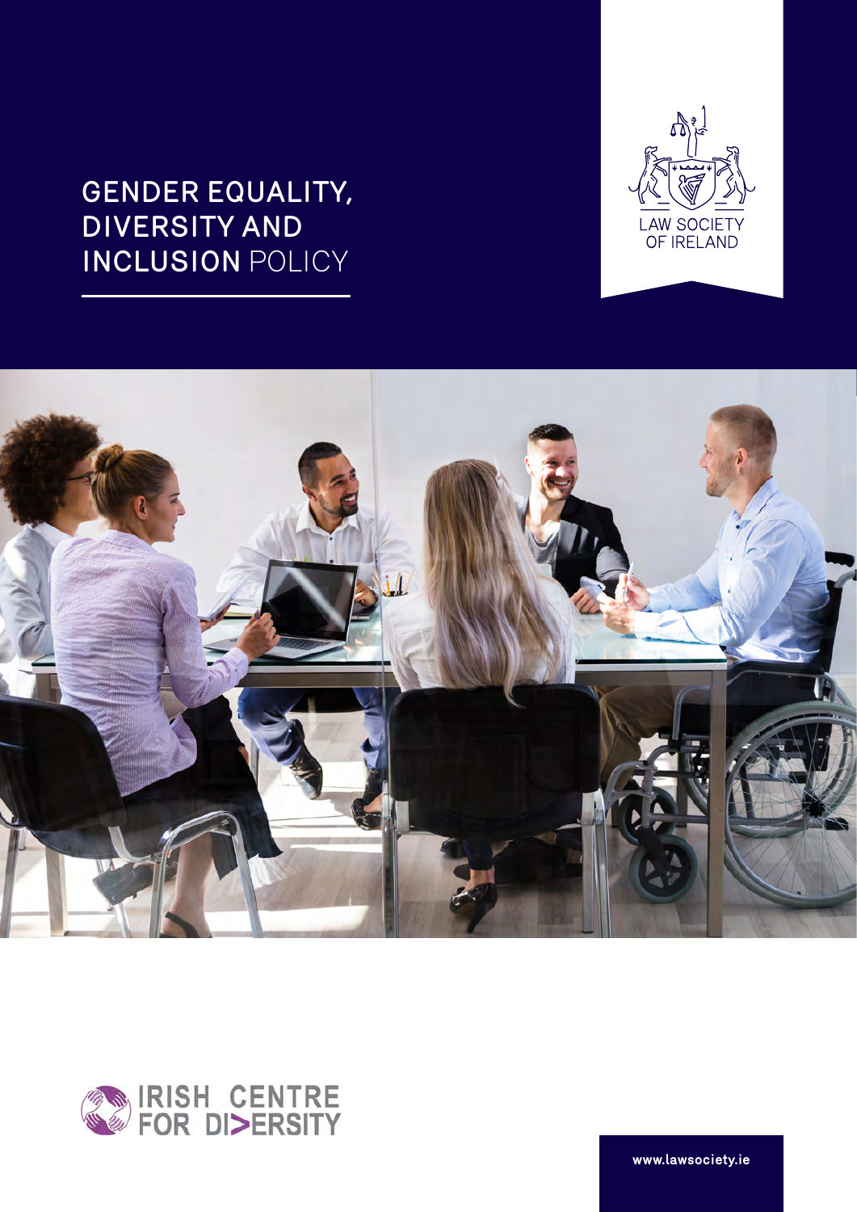# GENDER EQUALITY, DIVERSITY AND INCLUSION POLICY

LAW SOCIETY OF IRELAND

IRISH CENTRE FOR DIVERSITY

www.lawsociety.ie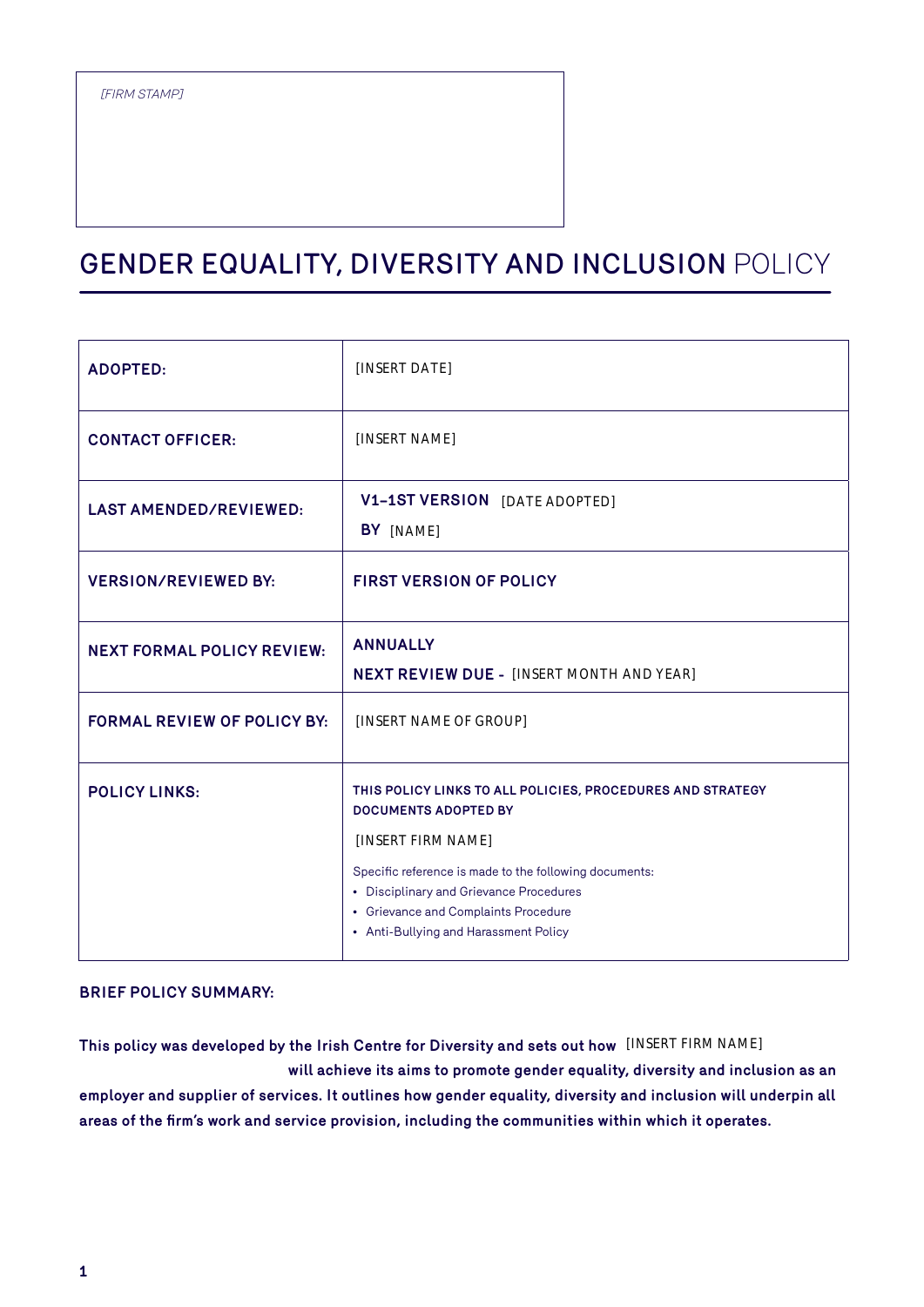*[FIRM STAMP]*

# GENDER EQUALITY, DIVERSITY AND INCLUSION POLICY

| | |
|---|---|
| **ADOPTED:** | [INSERT DATE] |
| **CONTACT OFFICER:** | [INSERT NAME] |
| **LAST AMENDED/REVIEWED:** | **V1–1ST VERSION** [DATE ADOPTED]<br>**BY** [NAME] |
| **VERSION/REVIEWED BY:** | **FIRST VERSION OF POLICY** |
| **NEXT FORMAL POLICY REVIEW:** | **ANNUALLY**<br>**NEXT REVIEW DUE -** [INSERT MONTH AND YEAR] |
| **FORMAL REVIEW OF POLICY BY:** | [INSERT NAME OF GROUP] |
| **POLICY LINKS:** | **THIS POLICY LINKS TO ALL POLICIES, PROCEDURES AND STRATEGY DOCUMENTS ADOPTED BY**<br>[INSERT FIRM NAME]<br>Specific reference is made to the following documents:<br>• Disciplinary and Grievance Procedures<br>• Grievance and Complaints Procedure<br>• Anti-Bullying and Harassment Policy |

**BRIEF POLICY SUMMARY:**

**This policy was developed by the Irish Centre for Diversity and sets out how** [INSERT FIRM NAME] **will achieve its aims to promote gender equality, diversity and inclusion as an employer and supplier of services. It outlines how gender equality, diversity and inclusion will underpin all areas of the firm's work and service provision, including the communities within which it operates.**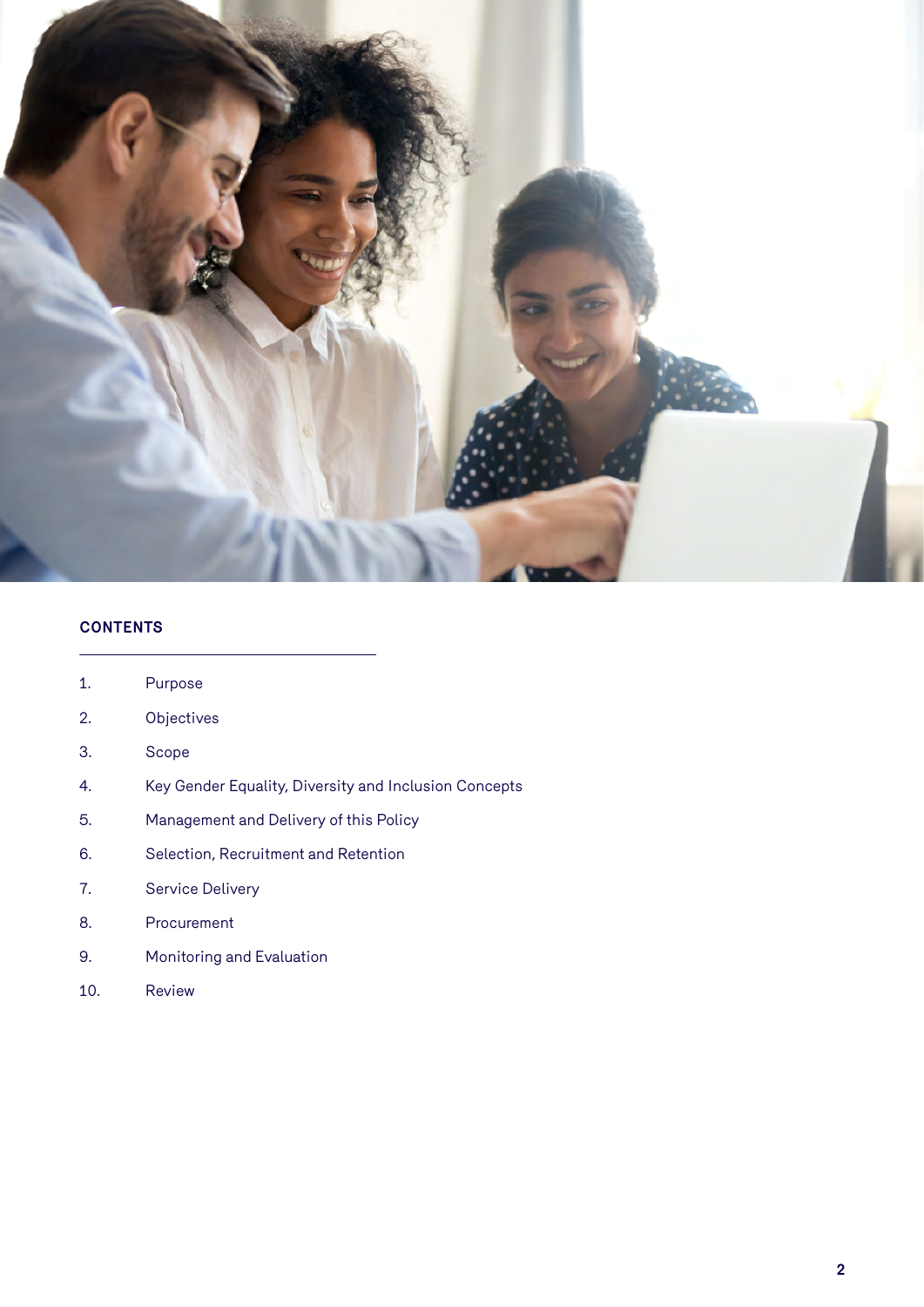## CONTENTS

1. Purpose
2. Objectives
3. Scope
4. Key Gender Equality, Diversity and Inclusion Concepts
5. Management and Delivery of this Policy
6. Selection, Recruitment and Retention
7. Service Delivery
8. Procurement
9. Monitoring and Evaluation
10. Review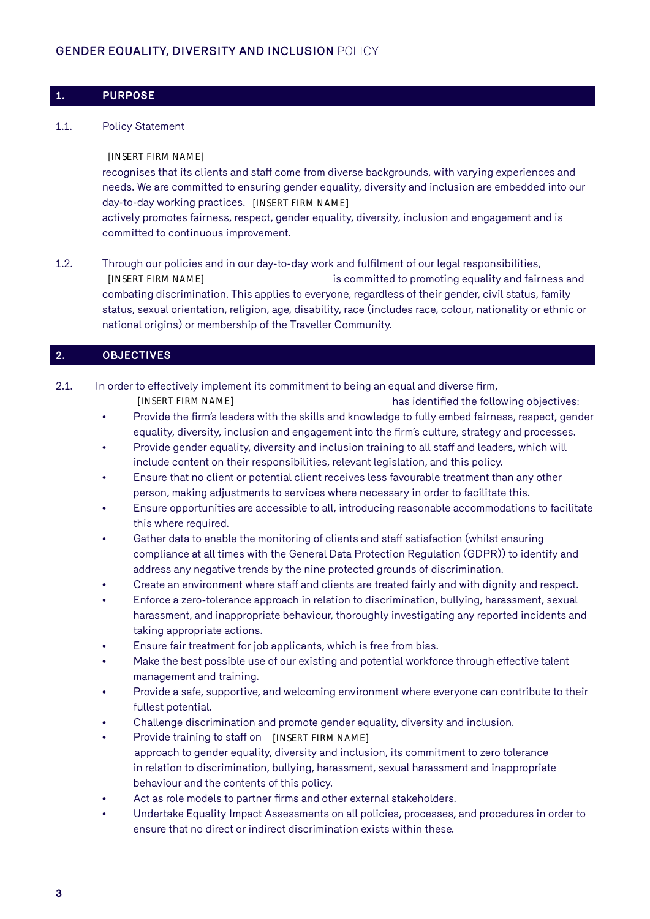## 1. PURPOSE

1.1. Policy Statement

[INSERT FIRM NAME] recognises that its clients and staff come from diverse backgrounds, with varying experiences and needs. We are committed to ensuring gender equality, diversity and inclusion are embedded into our day-to-day working practices. [INSERT FIRM NAME] actively promotes fairness, respect, gender equality, diversity, inclusion and engagement and is committed to continuous improvement.

1.2. Through our policies and in our day-to-day work and fulfilment of our legal responsibilities, [INSERT FIRM NAME] is committed to promoting equality and fairness and combating discrimination. This applies to everyone, regardless of their gender, civil status, family status, sexual orientation, religion, age, disability, race (includes race, colour, nationality or ethnic or national origins) or membership of the Traveller Community.

## 2. OBJECTIVES

2.1. In order to effectively implement its commitment to being an equal and diverse firm, [INSERT FIRM NAME] has identified the following objectives:

- Provide the firm's leaders with the skills and knowledge to fully embed fairness, respect, gender equality, diversity, inclusion and engagement into the firm's culture, strategy and processes.
- Provide gender equality, diversity and inclusion training to all staff and leaders, which will include content on their responsibilities, relevant legislation, and this policy.
- Ensure that no client or potential client receives less favourable treatment than any other person, making adjustments to services where necessary in order to facilitate this.
- Ensure opportunities are accessible to all, introducing reasonable accommodations to facilitate this where required.
- Gather data to enable the monitoring of clients and staff satisfaction (whilst ensuring compliance at all times with the General Data Protection Regulation (GDPR)) to identify and address any negative trends by the nine protected grounds of discrimination.
- Create an environment where staff and clients are treated fairly and with dignity and respect.
- Enforce a zero-tolerance approach in relation to discrimination, bullying, harassment, sexual harassment, and inappropriate behaviour, thoroughly investigating any reported incidents and taking appropriate actions.
- Ensure fair treatment for job applicants, which is free from bias.
- Make the best possible use of our existing and potential workforce through effective talent management and training.
- Provide a safe, supportive, and welcoming environment where everyone can contribute to their fullest potential.
- Challenge discrimination and promote gender equality, diversity and inclusion.
- Provide training to staff on [INSERT FIRM NAME] approach to gender equality, diversity and inclusion, its commitment to zero tolerance in relation to discrimination, bullying, harassment, sexual harassment and inappropriate behaviour and the contents of this policy.
- Act as role models to partner firms and other external stakeholders.
- Undertake Equality Impact Assessments on all policies, processes, and procedures in order to ensure that no direct or indirect discrimination exists within these.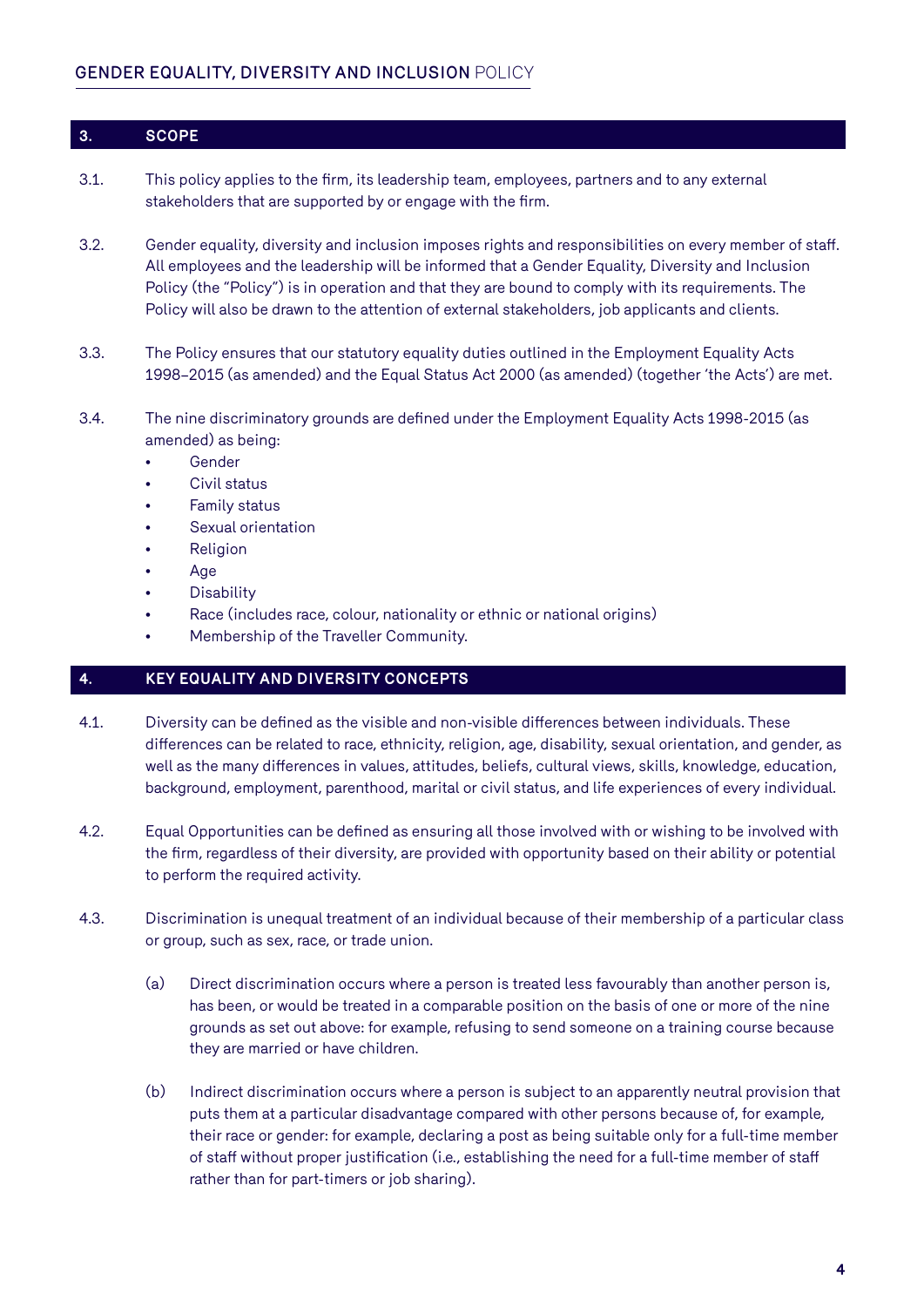## 3. SCOPE

3.1. This policy applies to the firm, its leadership team, employees, partners and to any external stakeholders that are supported by or engage with the firm.

3.2. Gender equality, diversity and inclusion imposes rights and responsibilities on every member of staff. All employees and the leadership will be informed that a Gender Equality, Diversity and Inclusion Policy (the "Policy") is in operation and that they are bound to comply with its requirements. The Policy will also be drawn to the attention of external stakeholders, job applicants and clients.

3.3. The Policy ensures that our statutory equality duties outlined in the Employment Equality Acts 1998–2015 (as amended) and the Equal Status Act 2000 (as amended) (together 'the Acts') are met.

3.4. The nine discriminatory grounds are defined under the Employment Equality Acts 1998-2015 (as amended) as being:

- Gender
- Civil status
- Family status
- Sexual orientation
- Religion
- Age
- Disability
- Race (includes race, colour, nationality or ethnic or national origins)
- Membership of the Traveller Community.

## 4. KEY EQUALITY AND DIVERSITY CONCEPTS

4.1. Diversity can be defined as the visible and non-visible differences between individuals. These differences can be related to race, ethnicity, religion, age, disability, sexual orientation, and gender, as well as the many differences in values, attitudes, beliefs, cultural views, skills, knowledge, education, background, employment, parenthood, marital or civil status, and life experiences of every individual.

4.2. Equal Opportunities can be defined as ensuring all those involved with or wishing to be involved with the firm, regardless of their diversity, are provided with opportunity based on their ability or potential to perform the required activity.

4.3. Discrimination is unequal treatment of an individual because of their membership of a particular class or group, such as sex, race, or trade union.

(a) Direct discrimination occurs where a person is treated less favourably than another person is, has been, or would be treated in a comparable position on the basis of one or more of the nine grounds as set out above: for example, refusing to send someone on a training course because they are married or have children.

(b) Indirect discrimination occurs where a person is subject to an apparently neutral provision that puts them at a particular disadvantage compared with other persons because of, for example, their race or gender: for example, declaring a post as being suitable only for a full-time member of staff without proper justification (i.e., establishing the need for a full-time member of staff rather than for part-timers or job sharing).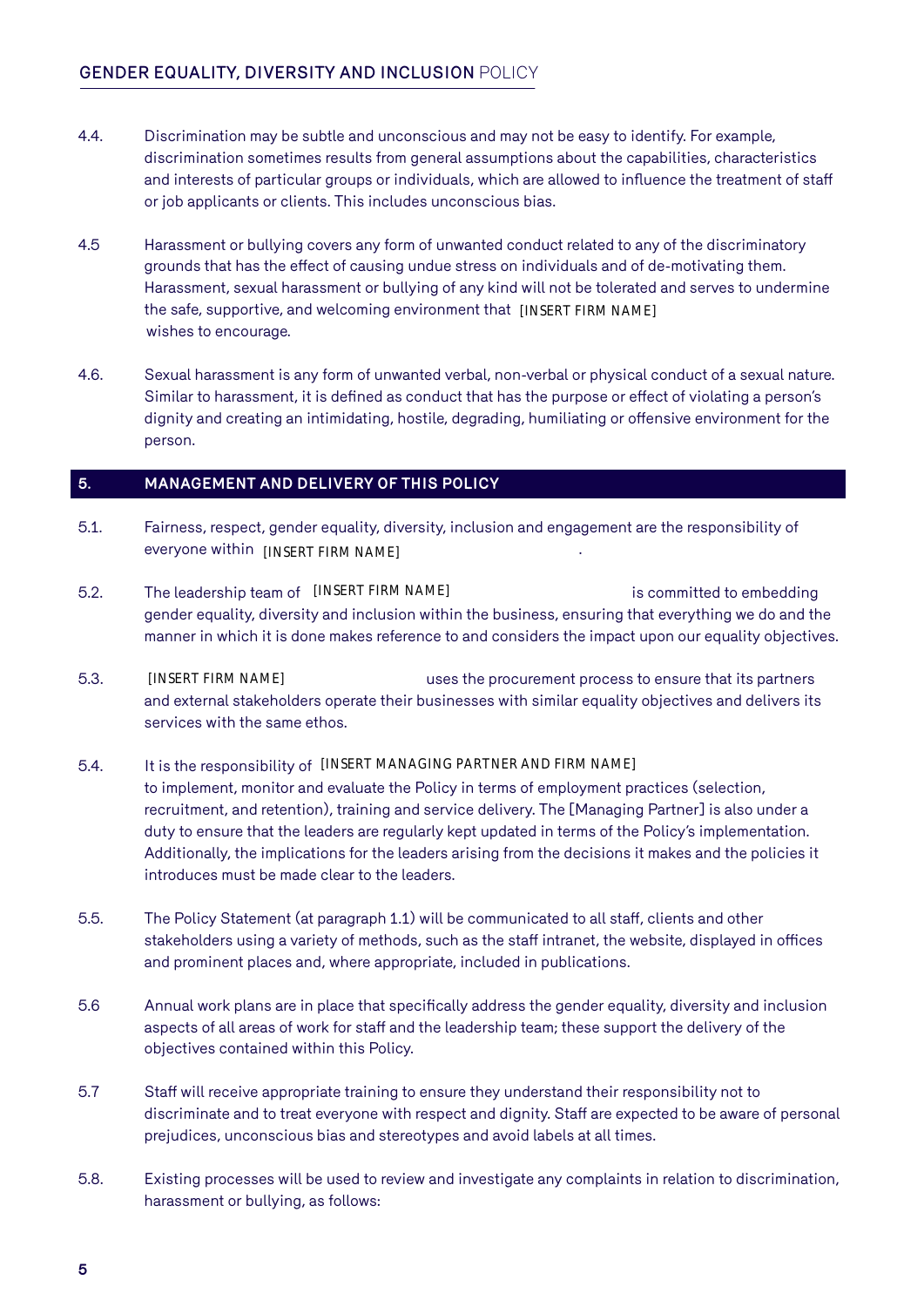4.4. Discrimination may be subtle and unconscious and may not be easy to identify. For example, discrimination sometimes results from general assumptions about the capabilities, characteristics and interests of particular groups or individuals, which are allowed to influence the treatment of staff or job applicants or clients. This includes unconscious bias.

4.5 Harassment or bullying covers any form of unwanted conduct related to any of the discriminatory grounds that has the effect of causing undue stress on individuals and of de-motivating them. Harassment, sexual harassment or bullying of any kind will not be tolerated and serves to undermine the safe, supportive, and welcoming environment that [INSERT FIRM NAME] wishes to encourage.

4.6. Sexual harassment is any form of unwanted verbal, non-verbal or physical conduct of a sexual nature. Similar to harassment, it is defined as conduct that has the purpose or effect of violating a person's dignity and creating an intimidating, hostile, degrading, humiliating or offensive environment for the person.

## 5. MANAGEMENT AND DELIVERY OF THIS POLICY

5.1. Fairness, respect, gender equality, diversity, inclusion and engagement are the responsibility of everyone within [INSERT FIRM NAME].

5.2. The leadership team of [INSERT FIRM NAME] is committed to embedding gender equality, diversity and inclusion within the business, ensuring that everything we do and the manner in which it is done makes reference to and considers the impact upon our equality objectives.

5.3. [INSERT FIRM NAME] uses the procurement process to ensure that its partners and external stakeholders operate their businesses with similar equality objectives and delivers its services with the same ethos.

5.4. It is the responsibility of [INSERT MANAGING PARTNER AND FIRM NAME] to implement, monitor and evaluate the Policy in terms of employment practices (selection, recruitment, and retention), training and service delivery. The [Managing Partner] is also under a duty to ensure that the leaders are regularly kept updated in terms of the Policy's implementation. Additionally, the implications for the leaders arising from the decisions it makes and the policies it introduces must be made clear to the leaders.

5.5. The Policy Statement (at paragraph 1.1) will be communicated to all staff, clients and other stakeholders using a variety of methods, such as the staff intranet, the website, displayed in offices and prominent places and, where appropriate, included in publications.

5.6 Annual work plans are in place that specifically address the gender equality, diversity and inclusion aspects of all areas of work for staff and the leadership team; these support the delivery of the objectives contained within this Policy.

5.7 Staff will receive appropriate training to ensure they understand their responsibility not to discriminate and to treat everyone with respect and dignity. Staff are expected to be aware of personal prejudices, unconscious bias and stereotypes and avoid labels at all times.

5.8. Existing processes will be used to review and investigate any complaints in relation to discrimination, harassment or bullying, as follows: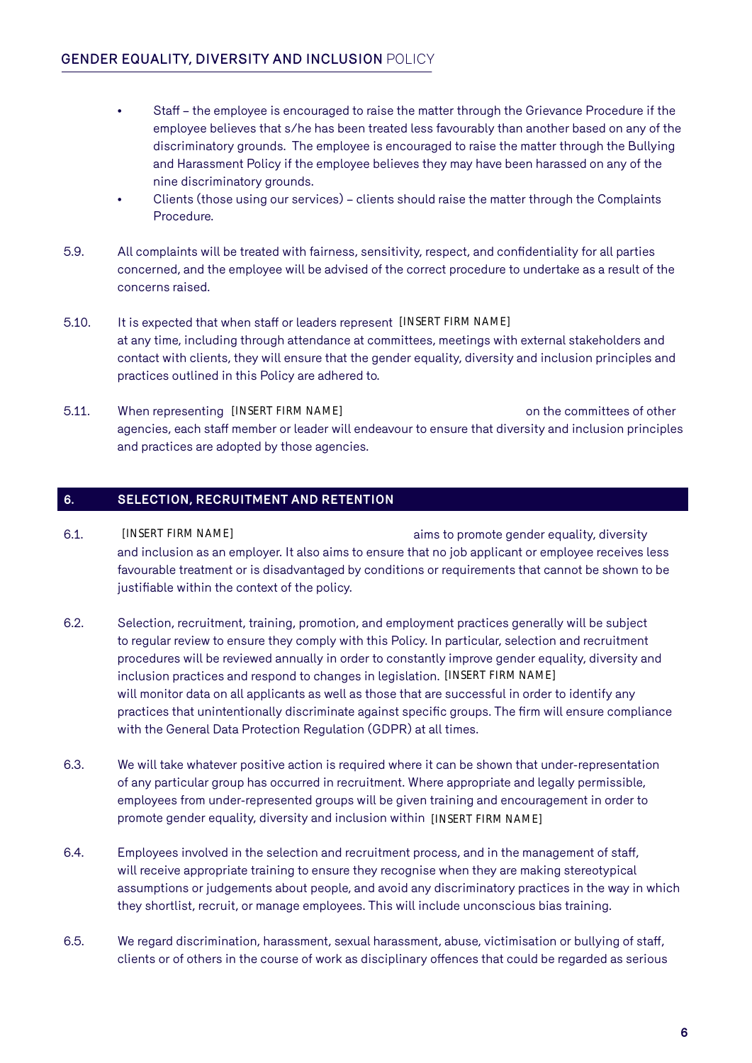- Staff – the employee is encouraged to raise the matter through the Grievance Procedure if the employee believes that s/he has been treated less favourably than another based on any of the discriminatory grounds. The employee is encouraged to raise the matter through the Bullying and Harassment Policy if the employee believes they may have been harassed on any of the nine discriminatory grounds.
- Clients (those using our services) – clients should raise the matter through the Complaints Procedure.

5.9. All complaints will be treated with fairness, sensitivity, respect, and confidentiality for all parties concerned, and the employee will be advised of the correct procedure to undertake as a result of the concerns raised.

5.10. It is expected that when staff or leaders represent [INSERT FIRM NAME] at any time, including through attendance at committees, meetings with external stakeholders and contact with clients, they will ensure that the gender equality, diversity and inclusion principles and practices outlined in this Policy are adhered to.

5.11. When representing [INSERT FIRM NAME] on the committees of other agencies, each staff member or leader will endeavour to ensure that diversity and inclusion principles and practices are adopted by those agencies.

## 6. SELECTION, RECRUITMENT AND RETENTION

6.1. [INSERT FIRM NAME] aims to promote gender equality, diversity and inclusion as an employer. It also aims to ensure that no job applicant or employee receives less favourable treatment or is disadvantaged by conditions or requirements that cannot be shown to be justifiable within the context of the policy.

6.2. Selection, recruitment, training, promotion, and employment practices generally will be subject to regular review to ensure they comply with this Policy. In particular, selection and recruitment procedures will be reviewed annually in order to constantly improve gender equality, diversity and inclusion practices and respond to changes in legislation. [INSERT FIRM NAME] will monitor data on all applicants as well as those that are successful in order to identify any practices that unintentionally discriminate against specific groups. The firm will ensure compliance with the General Data Protection Regulation (GDPR) at all times.

6.3. We will take whatever positive action is required where it can be shown that under-representation of any particular group has occurred in recruitment. Where appropriate and legally permissible, employees from under-represented groups will be given training and encouragement in order to promote gender equality, diversity and inclusion within [INSERT FIRM NAME]

6.4. Employees involved in the selection and recruitment process, and in the management of staff, will receive appropriate training to ensure they recognise when they are making stereotypical assumptions or judgements about people, and avoid any discriminatory practices in the way in which they shortlist, recruit, or manage employees. This will include unconscious bias training.

6.5. We regard discrimination, harassment, sexual harassment, abuse, victimisation or bullying of staff, clients or of others in the course of work as disciplinary offences that could be regarded as serious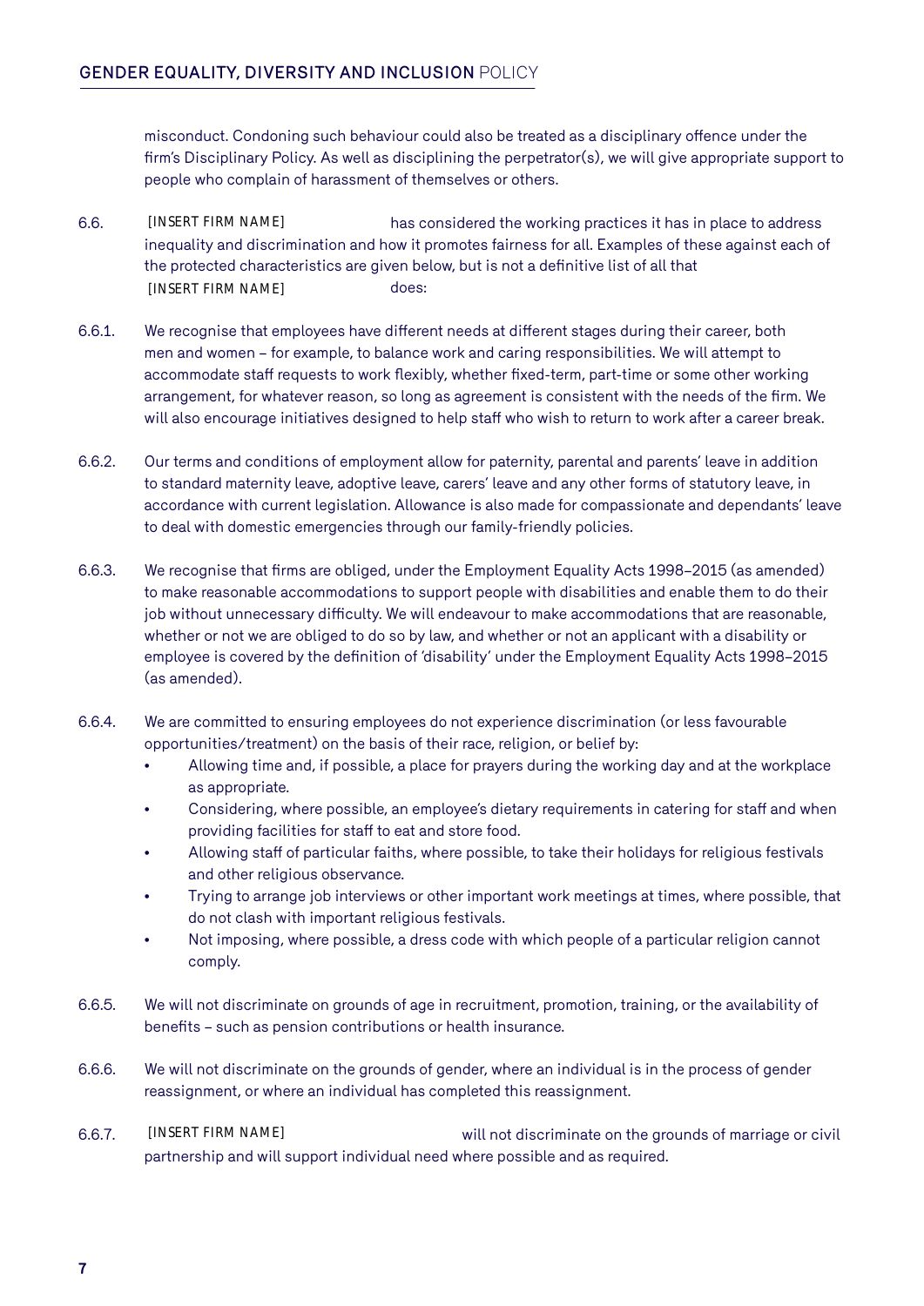misconduct. Condoning such behaviour could also be treated as a disciplinary offence under the firm's Disciplinary Policy. As well as disciplining the perpetrator(s), we will give appropriate support to people who complain of harassment of themselves or others.

6.6. [INSERT FIRM NAME] has considered the working practices it has in place to address inequality and discrimination and how it promotes fairness for all. Examples of these against each of the protected characteristics are given below, but is not a definitive list of all that [INSERT FIRM NAME] does:

6.6.1. We recognise that employees have different needs at different stages during their career, both men and women – for example, to balance work and caring responsibilities. We will attempt to accommodate staff requests to work flexibly, whether fixed-term, part-time or some other working arrangement, for whatever reason, so long as agreement is consistent with the needs of the firm. We will also encourage initiatives designed to help staff who wish to return to work after a career break.

6.6.2. Our terms and conditions of employment allow for paternity, parental and parents' leave in addition to standard maternity leave, adoptive leave, carers' leave and any other forms of statutory leave, in accordance with current legislation. Allowance is also made for compassionate and dependants' leave to deal with domestic emergencies through our family-friendly policies.

6.6.3. We recognise that firms are obliged, under the Employment Equality Acts 1998–2015 (as amended) to make reasonable accommodations to support people with disabilities and enable them to do their job without unnecessary difficulty. We will endeavour to make accommodations that are reasonable, whether or not we are obliged to do so by law, and whether or not an applicant with a disability or employee is covered by the definition of 'disability' under the Employment Equality Acts 1998–2015 (as amended).

6.6.4. We are committed to ensuring employees do not experience discrimination (or less favourable opportunities/treatment) on the basis of their race, religion, or belief by:

- Allowing time and, if possible, a place for prayers during the working day and at the workplace as appropriate.
- Considering, where possible, an employee's dietary requirements in catering for staff and when providing facilities for staff to eat and store food.
- Allowing staff of particular faiths, where possible, to take their holidays for religious festivals and other religious observance.
- Trying to arrange job interviews or other important work meetings at times, where possible, that do not clash with important religious festivals.
- Not imposing, where possible, a dress code with which people of a particular religion cannot comply.

6.6.5. We will not discriminate on grounds of age in recruitment, promotion, training, or the availability of benefits – such as pension contributions or health insurance.

6.6.6. We will not discriminate on the grounds of gender, where an individual is in the process of gender reassignment, or where an individual has completed this reassignment.

6.6.7. [INSERT FIRM NAME] will not discriminate on the grounds of marriage or civil partnership and will support individual need where possible and as required.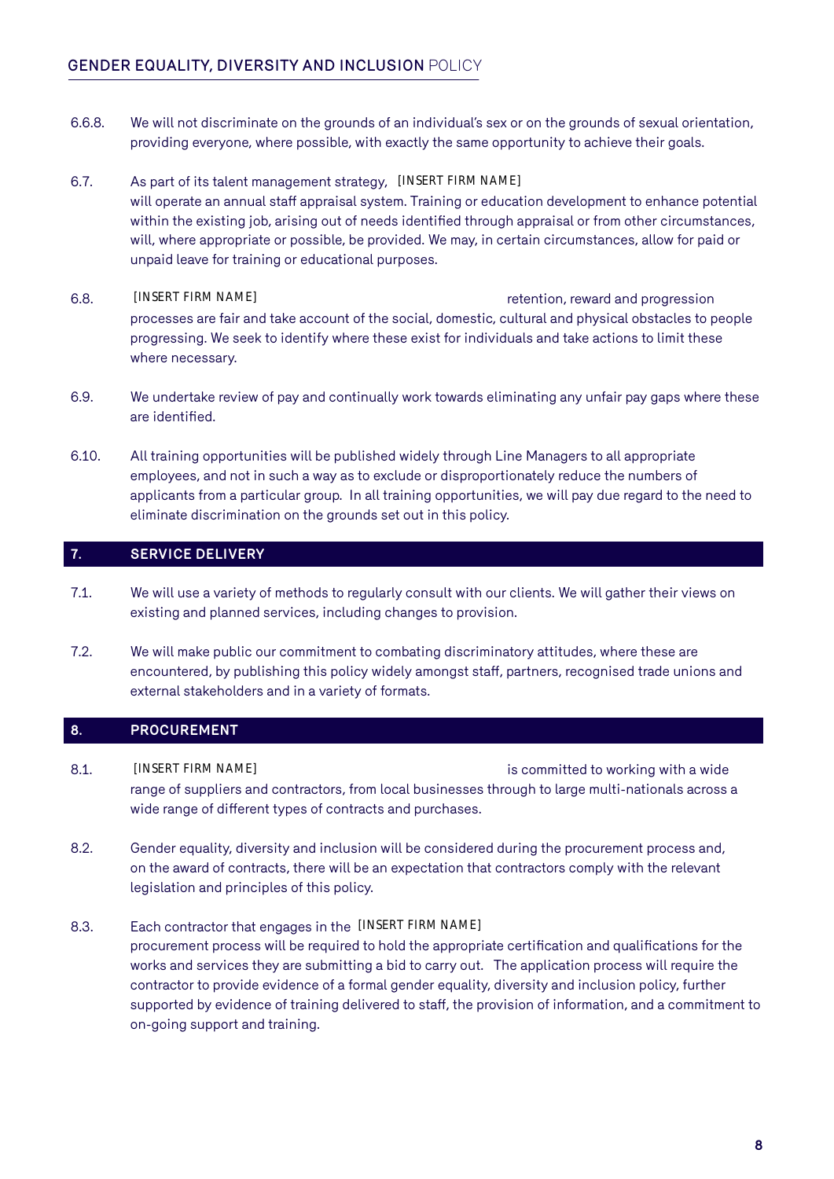6.6.8. We will not discriminate on the grounds of an individual's sex or on the grounds of sexual orientation, providing everyone, where possible, with exactly the same opportunity to achieve their goals.

6.7. As part of its talent management strategy, [INSERT FIRM NAME] will operate an annual staff appraisal system. Training or education development to enhance potential within the existing job, arising out of needs identified through appraisal or from other circumstances, will, where appropriate or possible, be provided. We may, in certain circumstances, allow for paid or unpaid leave for training or educational purposes.

6.8. [INSERT FIRM NAME] retention, reward and progression processes are fair and take account of the social, domestic, cultural and physical obstacles to people progressing. We seek to identify where these exist for individuals and take actions to limit these where necessary.

6.9. We undertake review of pay and continually work towards eliminating any unfair pay gaps where these are identified.

6.10. All training opportunities will be published widely through Line Managers to all appropriate employees, and not in such a way as to exclude or disproportionately reduce the numbers of applicants from a particular group. In all training opportunities, we will pay due regard to the need to eliminate discrimination on the grounds set out in this policy.

## 7. SERVICE DELIVERY

7.1. We will use a variety of methods to regularly consult with our clients. We will gather their views on existing and planned services, including changes to provision.

7.2. We will make public our commitment to combating discriminatory attitudes, where these are encountered, by publishing this policy widely amongst staff, partners, recognised trade unions and external stakeholders and in a variety of formats.

## 8. PROCUREMENT

8.1. [INSERT FIRM NAME] is committed to working with a wide range of suppliers and contractors, from local businesses through to large multi-nationals across a wide range of different types of contracts and purchases.

8.2. Gender equality, diversity and inclusion will be considered during the procurement process and, on the award of contracts, there will be an expectation that contractors comply with the relevant legislation and principles of this policy.

8.3. Each contractor that engages in the [INSERT FIRM NAME] procurement process will be required to hold the appropriate certification and qualifications for the works and services they are submitting a bid to carry out. The application process will require the contractor to provide evidence of a formal gender equality, diversity and inclusion policy, further supported by evidence of training delivered to staff, the provision of information, and a commitment to on-going support and training.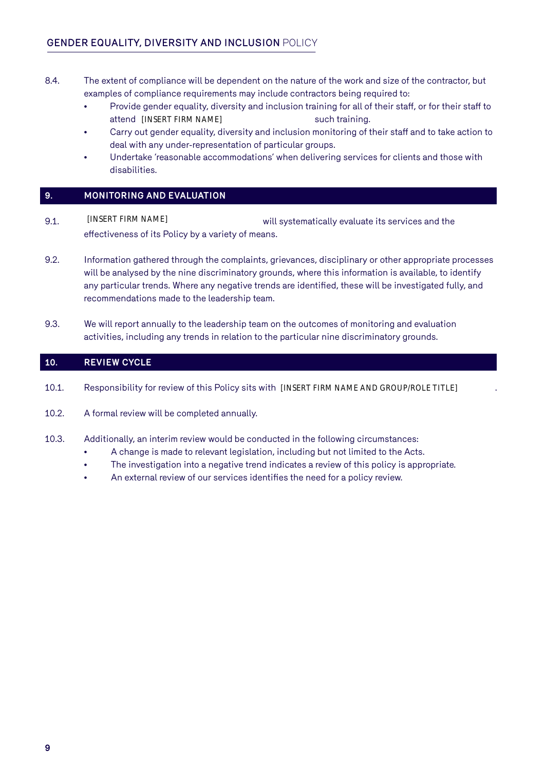8.4. The extent of compliance will be dependent on the nature of the work and size of the contractor, but examples of compliance requirements may include contractors being required to:

- Provide gender equality, diversity and inclusion training for all of their staff, or for their staff to attend [INSERT FIRM NAME] such training.
- Carry out gender equality, diversity and inclusion monitoring of their staff and to take action to deal with any under-representation of particular groups.
- Undertake 'reasonable accommodations' when delivering services for clients and those with disabilities.

## 9. MONITORING AND EVALUATION

9.1. [INSERT FIRM NAME] will systematically evaluate its services and the effectiveness of its Policy by a variety of means.

9.2. Information gathered through the complaints, grievances, disciplinary or other appropriate processes will be analysed by the nine discriminatory grounds, where this information is available, to identify any particular trends. Where any negative trends are identified, these will be investigated fully, and recommendations made to the leadership team.

9.3. We will report annually to the leadership team on the outcomes of monitoring and evaluation activities, including any trends in relation to the particular nine discriminatory grounds.

## 10. REVIEW CYCLE

10.1. Responsibility for review of this Policy sits with [INSERT FIRM NAME AND GROUP/ROLE TITLE].

10.2. A formal review will be completed annually.

10.3. Additionally, an interim review would be conducted in the following circumstances:

- A change is made to relevant legislation, including but not limited to the Acts.
- The investigation into a negative trend indicates a review of this policy is appropriate.
- An external review of our services identifies the need for a policy review.